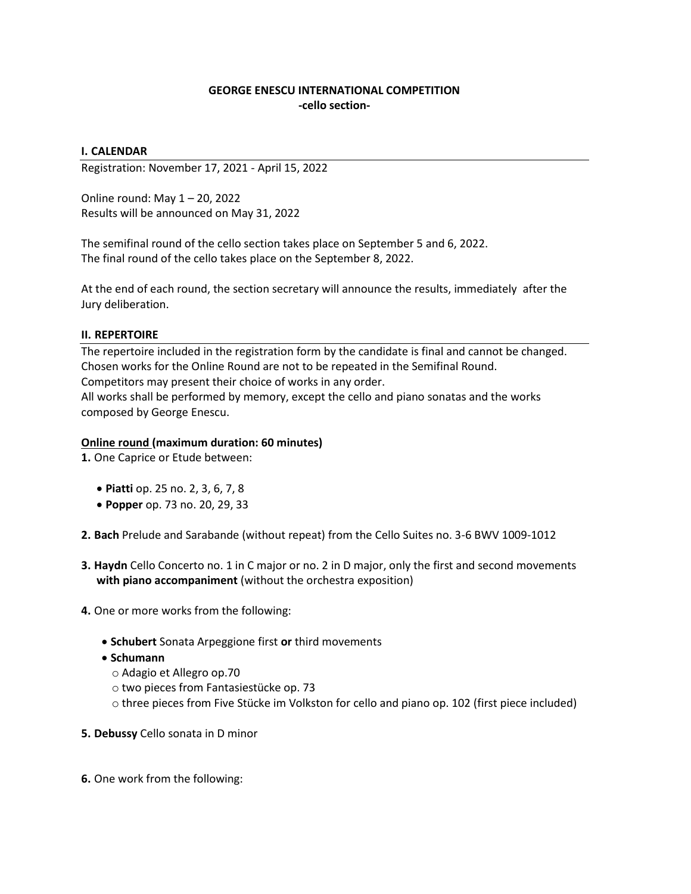# GEORGE ENESCU INTERNATIONAL COMPETITION
## -cello section-

### I. CALENDAR

Registration: November 17, 2021 - April 15, 2022

Online round: May 1 – 20, 2022
Results will be announced on May 31, 2022

The semifinal round of the cello section takes place on September 5 and 6, 2022.
The final round of the cello takes place on the September 8, 2022.

At the end of each round, the section secretary will announce the results, immediately after the Jury deliberation.

### II. REPERTOIRE

The repertoire included in the registration form by the candidate is final and cannot be changed.
Chosen works for the Online Round are not to be repeated in the Semifinal Round.
Competitors may present their choice of works in any order.
All works shall be performed by memory, except the cello and piano sonatas and the works composed by George Enescu.

**Online round (maximum duration: 60 minutes)**

**1.** One Caprice or Etude between:

- **Piatti** op. 25 no. 2, 3, 6, 7, 8
- **Popper** op. 73 no. 20, 29, 33

**2. Bach** Prelude and Sarabande (without repeat) from the Cello Suites no. 3-6 BWV 1009-1012

**3. Haydn** Cello Concerto no. 1 in C major or no. 2 in D major, only the first and second movements **with piano accompaniment** (without the orchestra exposition)

**4.** One or more works from the following:

- **Schubert** Sonata Arpeggione first **or** third movements
- **Schumann**
  - Adagio et Allegro op.70
  - two pieces from Fantasiestücke op. 73
  - three pieces from Five Stücke im Volkston for cello and piano op. 102 (first piece included)

**5. Debussy** Cello sonata in D minor

**6.** One work from the following: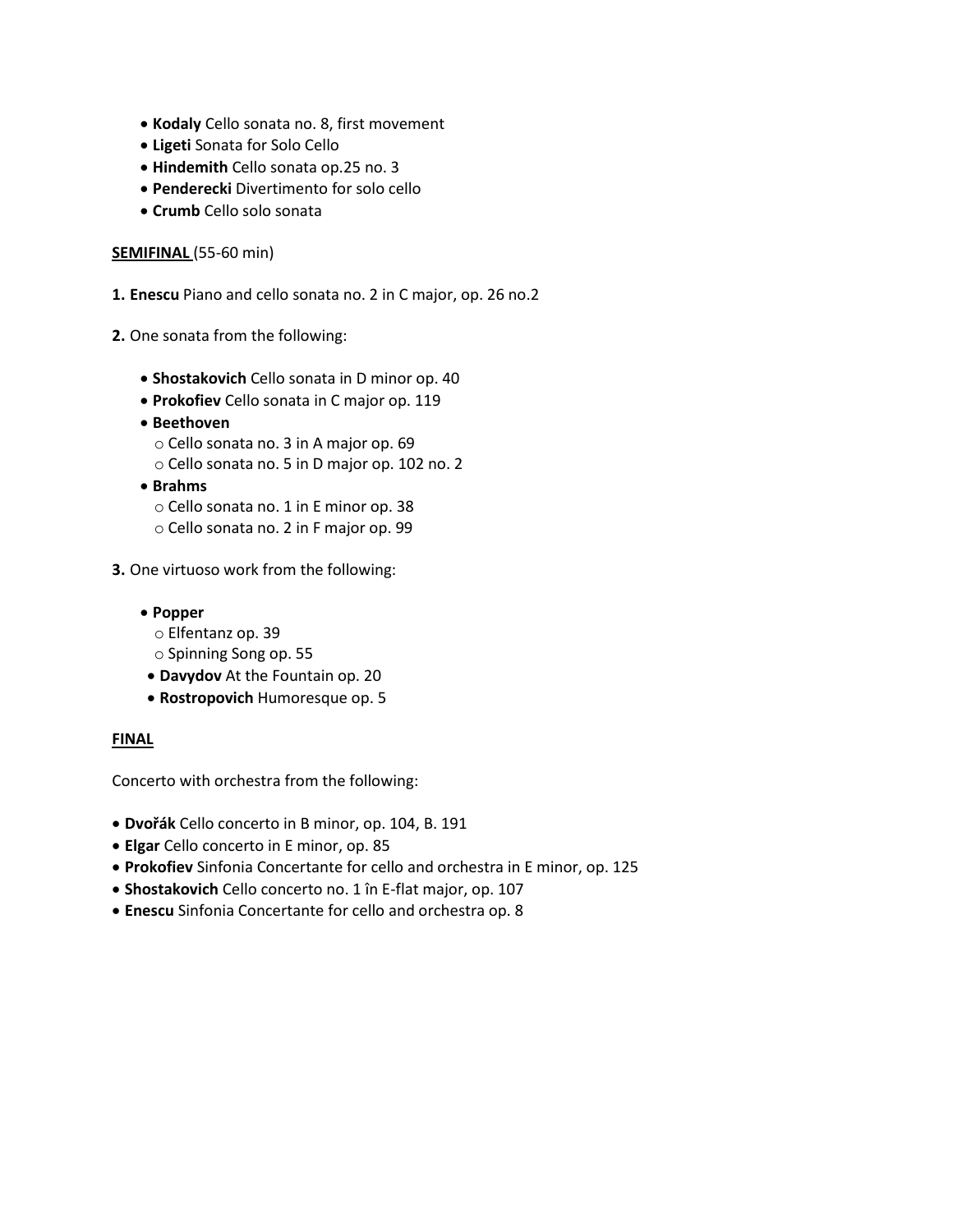- **Kodaly** Cello sonata no. 8, first movement
- **Ligeti** Sonata for Solo Cello
- **Hindemith** Cello sonata op.25 no. 3
- **Penderecki** Divertimento for solo cello
- **Crumb** Cello solo sonata

**SEMIFINAL** (55-60 min)

**1. Enescu** Piano and cello sonata no. 2 in C major, op. 26 no.2

**2.** One sonata from the following:

- **Shostakovich** Cello sonata in D minor op. 40
- **Prokofiev** Cello sonata in C major op. 119
- **Beethoven**
  - Cello sonata no. 3 in A major op. 69
  - Cello sonata no. 5 in D major op. 102 no. 2
- **Brahms**
  - Cello sonata no. 1 in E minor op. 38
  - Cello sonata no. 2 in F major op. 99

**3.** One virtuoso work from the following:

- **Popper**
  - Elfentanz op. 39
  - Spinning Song op. 55
- **Davydov** At the Fountain op. 20
- **Rostropovich** Humoresque op. 5

**FINAL**

Concerto with orchestra from the following:

- **Dvořák** Cello concerto in B minor, op. 104, B. 191
- **Elgar** Cello concerto in E minor, op. 85
- **Prokofiev** Sinfonia Concertante for cello and orchestra in E minor, op. 125
- **Shostakovich** Cello concerto no. 1 în E-flat major, op. 107
- **Enescu** Sinfonia Concertante for cello and orchestra op. 8